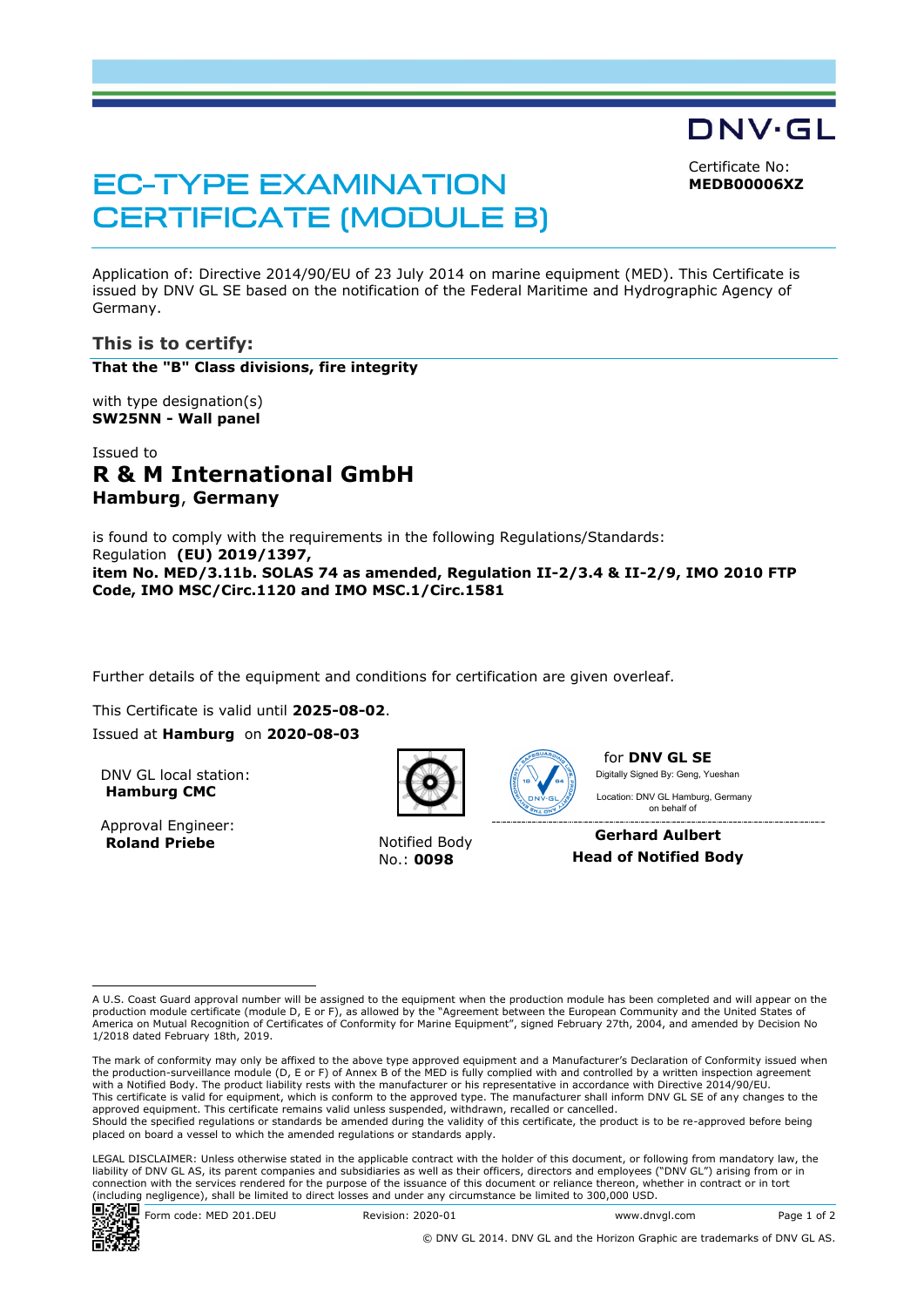DNV·GL

# EC-TYPE EXAMINATION CERTIFICATE (MODULE B)

Certificate No:
**MEDB00006XZ**

Application of: Directive 2014/90/EU of 23 July 2014 on marine equipment (MED). This Certificate is issued by DNV GL SE based on the notification of the Federal Maritime and Hydrographic Agency of Germany.

## This is to certify:

**That the "B" Class divisions, fire integrity**

with type designation(s)
**SW25NN - Wall panel**

Issued to
**R & M International GmbH**
**Hamburg, Germany**

is found to comply with the requirements in the following Regulations/Standards:
Regulation **(EU) 2019/1397,**
**item No. MED/3.11b. SOLAS 74 as amended, Regulation II-2/3.4 & II-2/9, IMO 2010 FTP Code, IMO MSC/Circ.1120 and IMO MSC.1/Circ.1581**

Further details of the equipment and conditions for certification are given overleaf.

This Certificate is valid until **2025-08-02**.
Issued at **Hamburg** on **2020-08-03**

DNV GL local station:
**Hamburg CMC**

Approval Engineer:
**Roland Priebe**

Notified Body
No.: **0098**

for **DNV GL SE**
Digitally Signed By: Geng, Yueshan
Location: DNV GL Hamburg, Germany
on behalf of

**Gerhard Aulbert**
**Head of Notified Body**

---

A U.S. Coast Guard approval number will be assigned to the equipment when the production module has been completed and will appear on the production module certificate (module D, E or F), as allowed by the "Agreement between the European Community and the United States of America on Mutual Recognition of Certificates of Conformity for Marine Equipment", signed February 27th, 2004, and amended by Decision No 1/2018 dated February 18th, 2019.

The mark of conformity may only be affixed to the above type approved equipment and a Manufacturer's Declaration of Conformity issued when the production-surveillance module (D, E or F) of Annex B of the MED is fully complied with and controlled by a written inspection agreement with a Notified Body. The product liability rests with the manufacturer or his representative in accordance with Directive 2014/90/EU.
This certificate is valid for equipment, which is conform to the approved type. The manufacturer shall inform DNV GL SE of any changes to the approved equipment. This certificate remains valid unless suspended, withdrawn, recalled or cancelled.
Should the specified regulations or standards be amended during the validity of this certificate, the product is to be re-approved before being placed on board a vessel to which the amended regulations or standards apply.

LEGAL DISCLAIMER: Unless otherwise stated in the applicable contract with the holder of this document, or following from mandatory law, the liability of DNV GL AS, its parent companies and subsidiaries as well as their officers, directors and employees ("DNV GL") arising from or in connection with the services rendered for the purpose of the issuance of this document or reliance thereon, whether in contract or in tort (including negligence), shall be limited to direct losses and under any circumstance be limited to 300,000 USD.

Form code: MED 201.DEU | Revision: 2020-01 | www.dnvgl.com

© DNV GL 2014. DNV GL and the Horizon Graphic are trademarks of DNV GL AS.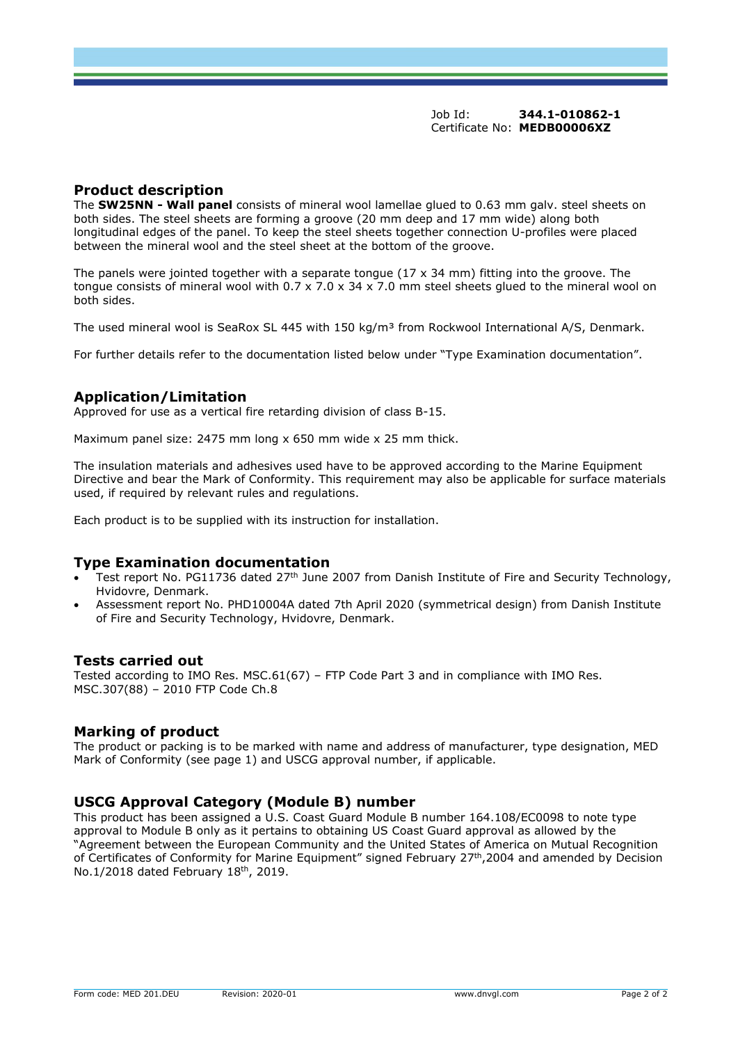Job Id: **344.1-010862-1**
Certificate No: **MEDB00006XZ**

## Product description

The **SW25NN - Wall panel** consists of mineral wool lamellae glued to 0.63 mm galv. steel sheets on both sides. The steel sheets are forming a groove (20 mm deep and 17 mm wide) along both longitudinal edges of the panel. To keep the steel sheets together connection U-profiles were placed between the mineral wool and the steel sheet at the bottom of the groove.

The panels were jointed together with a separate tongue (17 x 34 mm) fitting into the groove. The tongue consists of mineral wool with 0.7 x 7.0 x 34 x 7.0 mm steel sheets glued to the mineral wool on both sides.

The used mineral wool is SeaRox SL 445 with 150 kg/m³ from Rockwool International A/S, Denmark.

For further details refer to the documentation listed below under "Type Examination documentation".

## Application/Limitation

Approved for use as a vertical fire retarding division of class B-15.

Maximum panel size: 2475 mm long x 650 mm wide x 25 mm thick.

The insulation materials and adhesives used have to be approved according to the Marine Equipment Directive and bear the Mark of Conformity. This requirement may also be applicable for surface materials used, if required by relevant rules and regulations.

Each product is to be supplied with its instruction for installation.

## Type Examination documentation

- Test report No. PG11736 dated 27th June 2007 from Danish Institute of Fire and Security Technology, Hvidovre, Denmark.
- Assessment report No. PHD10004A dated 7th April 2020 (symmetrical design) from Danish Institute of Fire and Security Technology, Hvidovre, Denmark.

## Tests carried out

Tested according to IMO Res. MSC.61(67) – FTP Code Part 3 and in compliance with IMO Res. MSC.307(88) – 2010 FTP Code Ch.8

## Marking of product

The product or packing is to be marked with name and address of manufacturer, type designation, MED Mark of Conformity (see page 1) and USCG approval number, if applicable.

## USCG Approval Category (Module B) number

This product has been assigned a U.S. Coast Guard Module B number 164.108/EC0098 to note type approval to Module B only as it pertains to obtaining US Coast Guard approval as allowed by the "Agreement between the European Community and the United States of America on Mutual Recognition of Certificates of Conformity for Marine Equipment" signed February 27th,2004 and amended by Decision No.1/2018 dated February 18th, 2019.

Form code: MED 201.DEU Revision: 2020-01 www.dnvgl.com